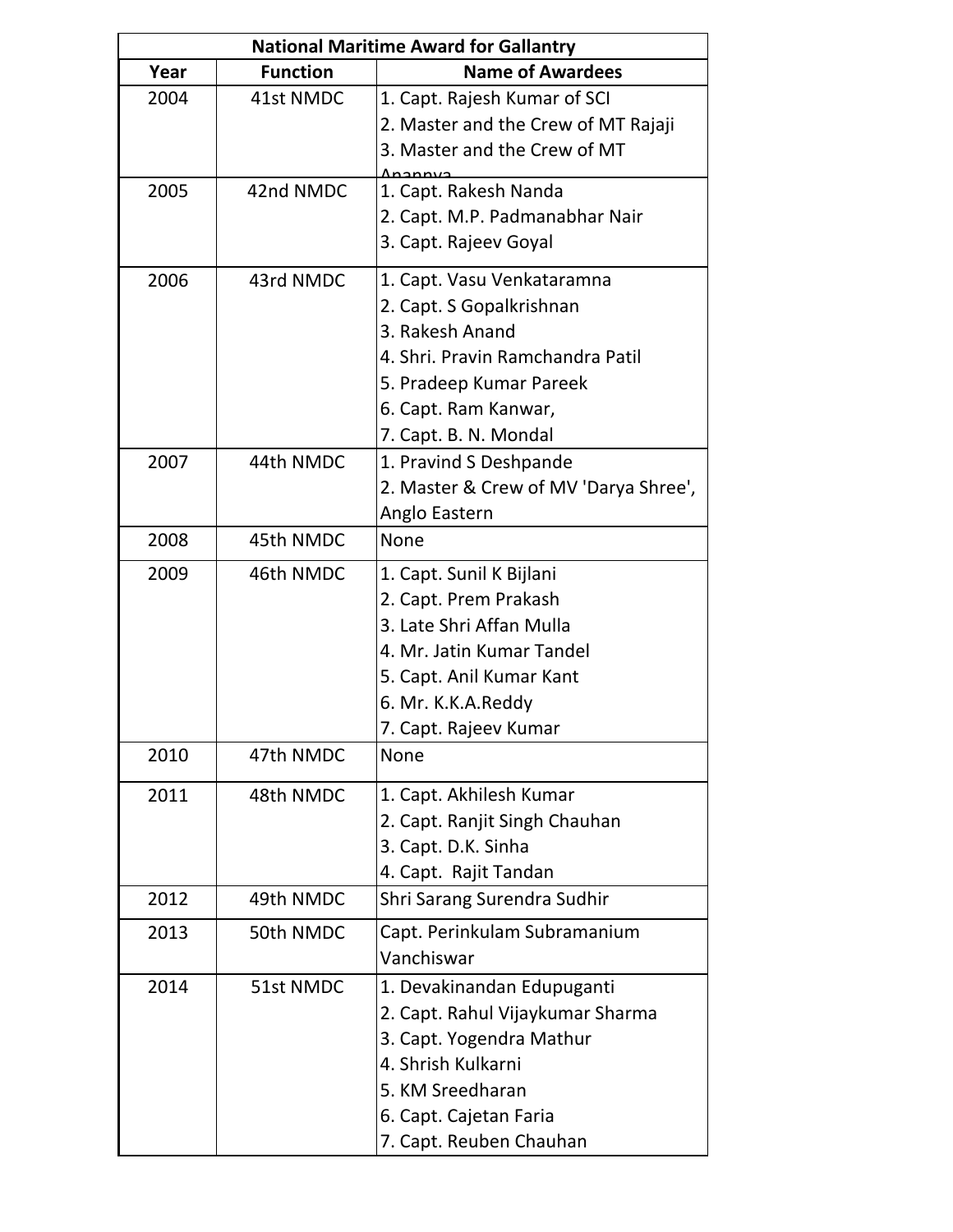| National Maritime Award for Gallantry | | |
|---|---|---|
| **Year** | **Function** | **Name of Awardees** |
| 2004 | 41st NMDC | 1. Capt. Rajesh Kumar of SCI<br>2. Master and the Crew of MT Rajaji<br>3. Master and the Crew of MT Ananya |
| 2005 | 42nd NMDC | 1. Capt. Rakesh Nanda<br>2. Capt. M.P. Padmanabhar Nair<br>3. Capt. Rajeev Goyal |
| 2006 | 43rd NMDC | 1. Capt. Vasu Venkataramna<br>2. Capt. S Gopalkrishnan<br>3. Rakesh Anand<br>4. Shri. Pravin Ramchandra Patil<br>5. Pradeep Kumar Pareek<br>6. Capt. Ram Kanwar,<br>7. Capt. B. N. Mondal |
| 2007 | 44th NMDC | 1. Pravind S Deshpande<br>2. Master & Crew of MV 'Darya Shree', Anglo Eastern |
| 2008 | 45th NMDC | None |
| 2009 | 46th NMDC | 1. Capt. Sunil K Bijlani<br>2. Capt. Prem Prakash<br>3. Late Shri Affan Mulla<br>4. Mr. Jatin Kumar Tandel<br>5. Capt. Anil Kumar Kant<br>6. Mr. K.K.A.Reddy<br>7. Capt. Rajeev Kumar |
| 2010 | 47th NMDC | None |
| 2011 | 48th NMDC | 1. Capt. Akhilesh Kumar<br>2. Capt. Ranjit Singh Chauhan<br>3. Capt. D.K. Sinha<br>4. Capt. Rajit Tandan |
| 2012 | 49th NMDC | Shri Sarang Surendra Sudhir |
| 2013 | 50th NMDC | Capt. Perinkulam Subramanium Vanchiswar |
| 2014 | 51st NMDC | 1. Devakinandan Edupuganti<br>2. Capt. Rahul Vijaykumar Sharma<br>3. Capt. Yogendra Mathur<br>4. Shrish Kulkarni<br>5. KM Sreedharan<br>6. Capt. Cajetan Faria<br>7. Capt. Reuben Chauhan |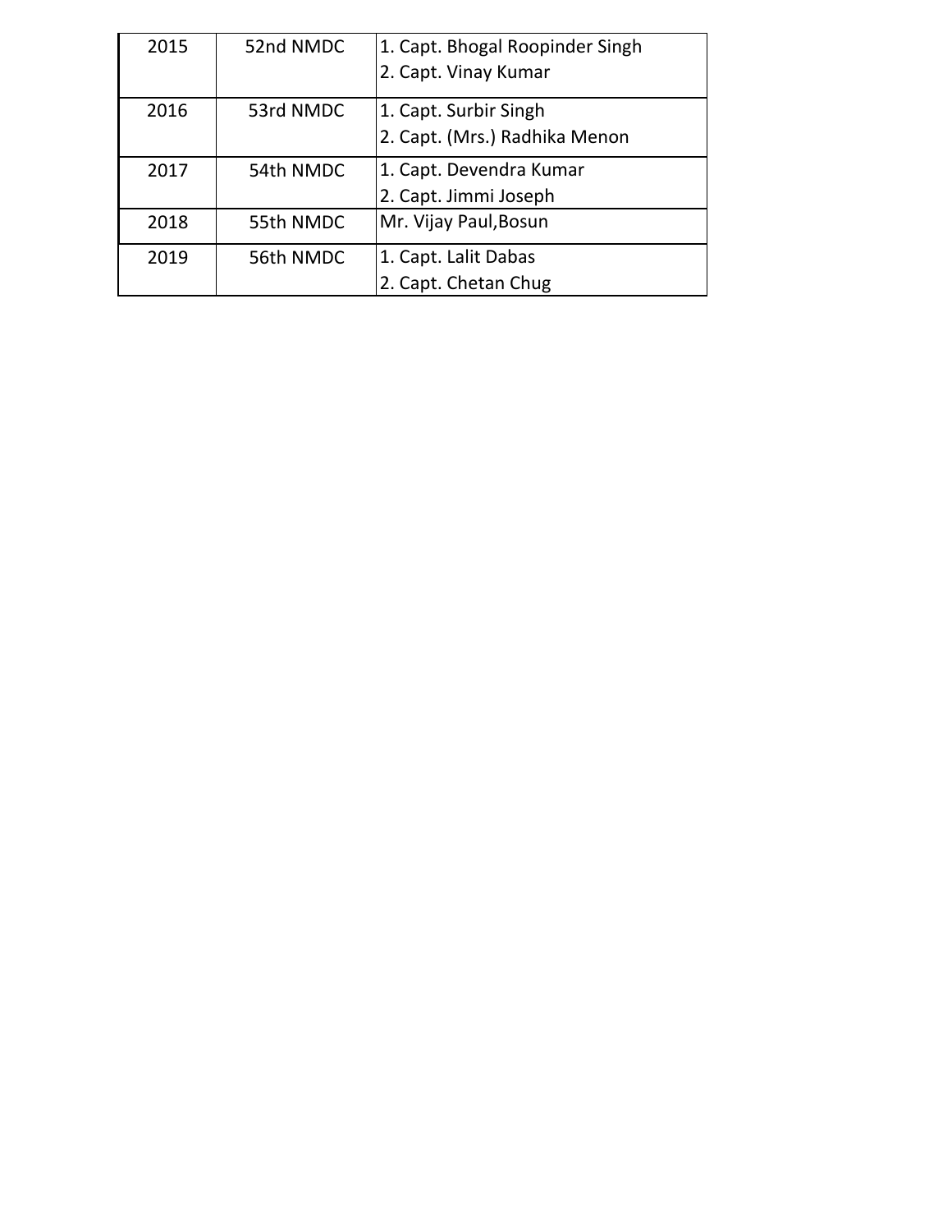| | | |
|---|---|---|
| 2015 | 52nd NMDC | 1. Capt. Bhogal Roopinder Singh<br>2. Capt. Vinay Kumar |
| 2016 | 53rd NMDC | 1. Capt. Surbir Singh<br>2. Capt. (Mrs.) Radhika Menon |
| 2017 | 54th NMDC | 1. Capt. Devendra Kumar<br>2. Capt. Jimmi Joseph |
| 2018 | 55th NMDC | Mr. Vijay Paul,Bosun |
| 2019 | 56th NMDC | 1. Capt. Lalit Dabas<br>2. Capt. Chetan Chug |